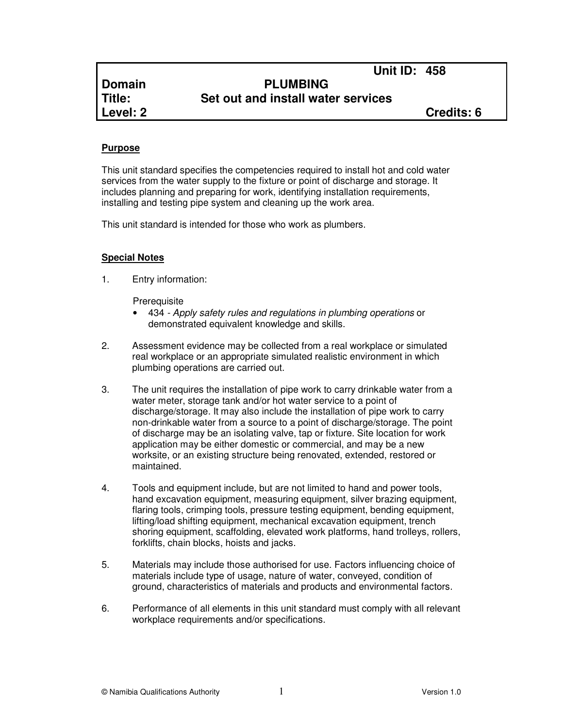| | | Unit ID: 458 |
|---|---|---|
| **Domain** | **PLUMBING** | |
| **Title:** | **Set out and install water services** | |
| **Level: 2** | | **Credits: 6** |

**Purpose**

This unit standard specifies the competencies required to install hot and cold water services from the water supply to the fixture or point of discharge and storage. It includes planning and preparing for work, identifying installation requirements, installing and testing pipe system and cleaning up the work area.

This unit standard is intended for those who work as plumbers.

**Special Notes**

1. Entry information:

   Prerequisite
   - 434 - *Apply safety rules and regulations in plumbing operations* or demonstrated equivalent knowledge and skills.

2. Assessment evidence may be collected from a real workplace or simulated real workplace or an appropriate simulated realistic environment in which plumbing operations are carried out.

3. The unit requires the installation of pipe work to carry drinkable water from a water meter, storage tank and/or hot water service to a point of discharge/storage. It may also include the installation of pipe work to carry non-drinkable water from a source to a point of discharge/storage. The point of discharge may be an isolating valve, tap or fixture. Site location for work application may be either domestic or commercial, and may be a new worksite, or an existing structure being renovated, extended, restored or maintained.

4. Tools and equipment include, but are not limited to hand and power tools, hand excavation equipment, measuring equipment, silver brazing equipment, flaring tools, crimping tools, pressure testing equipment, bending equipment, lifting/load shifting equipment, mechanical excavation equipment, trench shoring equipment, scaffolding, elevated work platforms, hand trolleys, rollers, forklifts, chain blocks, hoists and jacks.

5. Materials may include those authorised for use. Factors influencing choice of materials include type of usage, nature of water, conveyed, condition of ground, characteristics of materials and products and environmental factors.

6. Performance of all elements in this unit standard must comply with all relevant workplace requirements and/or specifications.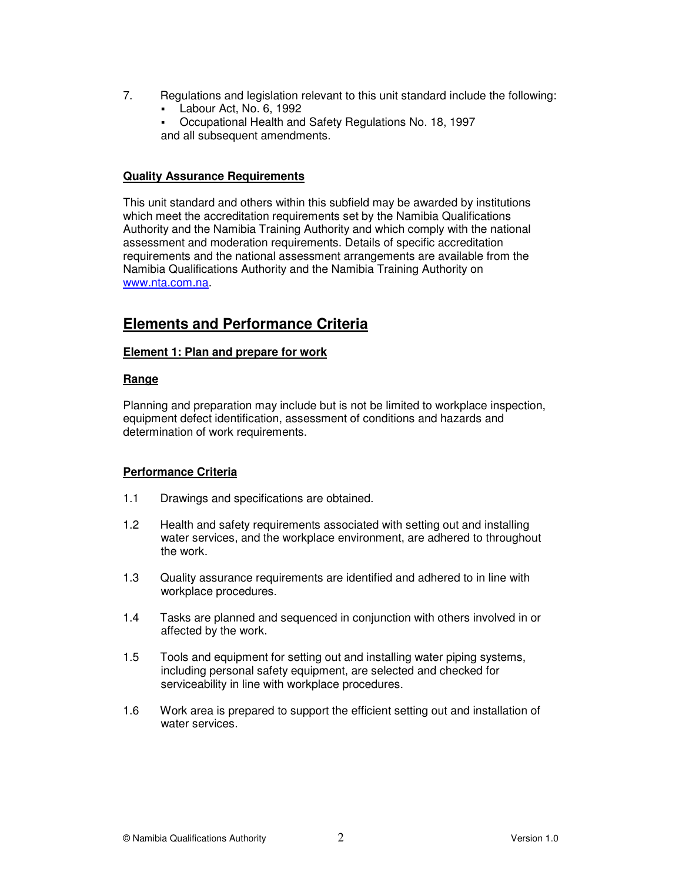7. Regulations and legislation relevant to this unit standard include the following:
   - Labour Act, No. 6, 1992
   - Occupational Health and Safety Regulations No. 18, 1997

   and all subsequent amendments.

**Quality Assurance Requirements**

This unit standard and others within this subfield may be awarded by institutions which meet the accreditation requirements set by the Namibia Qualifications Authority and the Namibia Training Authority and which comply with the national assessment and moderation requirements. Details of specific accreditation requirements and the national assessment arrangements are available from the Namibia Qualifications Authority and the Namibia Training Authority on www.nta.com.na.

## Elements and Performance Criteria

**Element 1: Plan and prepare for work**

**Range**

Planning and preparation may include but is not be limited to workplace inspection, equipment defect identification, assessment of conditions and hazards and determination of work requirements.

**Performance Criteria**

1.1 Drawings and specifications are obtained.

1.2 Health and safety requirements associated with setting out and installing water services, and the workplace environment, are adhered to throughout the work.

1.3 Quality assurance requirements are identified and adhered to in line with workplace procedures.

1.4 Tasks are planned and sequenced in conjunction with others involved in or affected by the work.

1.5 Tools and equipment for setting out and installing water piping systems, including personal safety equipment, are selected and checked for serviceability in line with workplace procedures.

1.6 Work area is prepared to support the efficient setting out and installation of water services.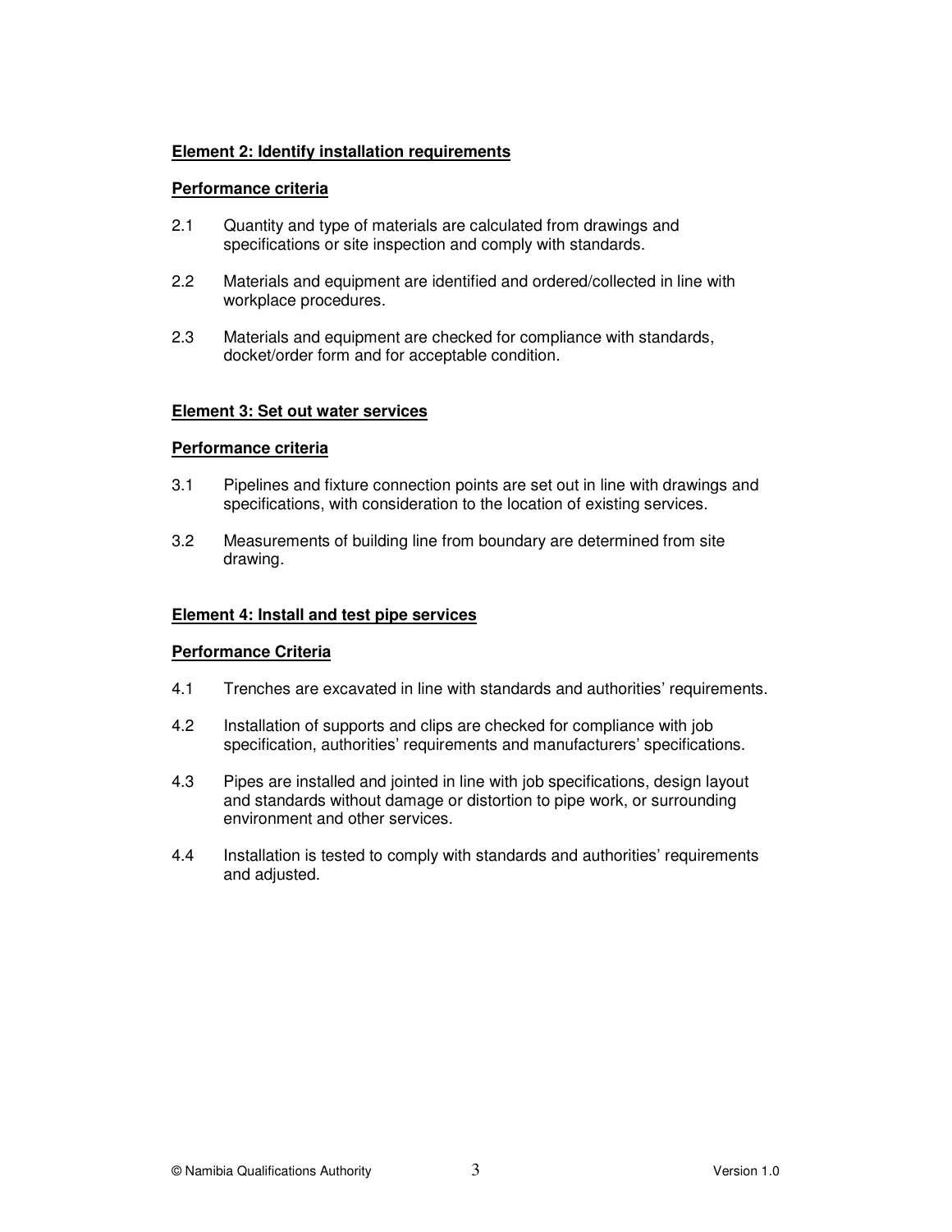**Element 2: Identify installation requirements**

**Performance criteria**

2.1 Quantity and type of materials are calculated from drawings and specifications or site inspection and comply with standards.

2.2 Materials and equipment are identified and ordered/collected in line with workplace procedures.

2.3 Materials and equipment are checked for compliance with standards, docket/order form and for acceptable condition.

**Element 3: Set out water services**

**Performance criteria**

3.1 Pipelines and fixture connection points are set out in line with drawings and specifications, with consideration to the location of existing services.

3.2 Measurements of building line from boundary are determined from site drawing.

**Element 4: Install and test pipe services**

**Performance Criteria**

4.1 Trenches are excavated in line with standards and authorities' requirements.

4.2 Installation of supports and clips are checked for compliance with job specification, authorities' requirements and manufacturers' specifications.

4.3 Pipes are installed and jointed in line with job specifications, design layout and standards without damage or distortion to pipe work, or surrounding environment and other services.

4.4 Installation is tested to comply with standards and authorities' requirements and adjusted.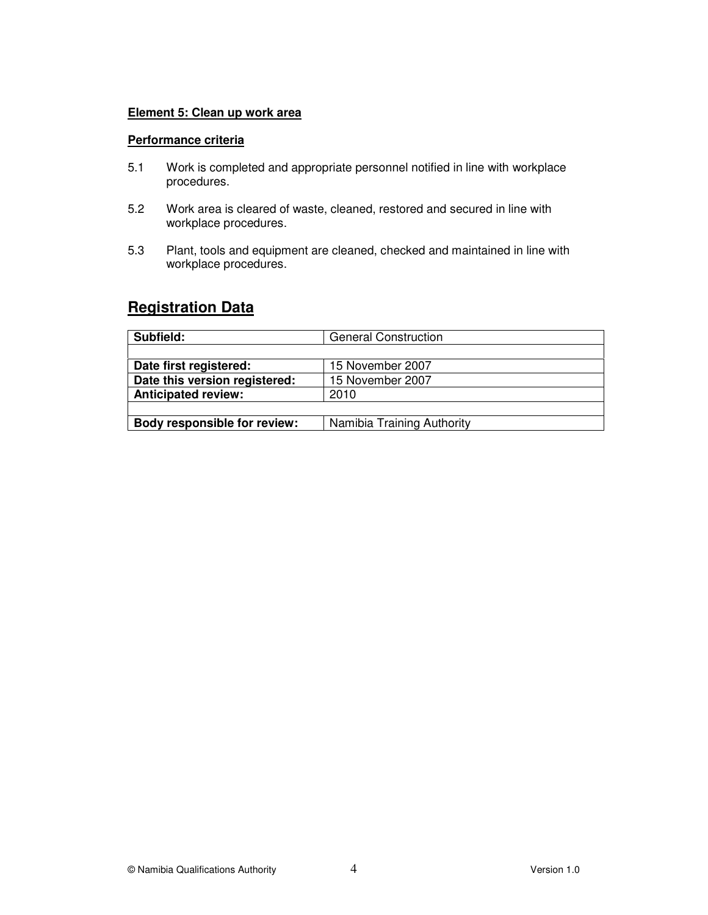**Element 5: Clean up work area**

**Performance criteria**

5.1 Work is completed and appropriate personnel notified in line with workplace procedures.

5.2 Work area is cleared of waste, cleaned, restored and secured in line with workplace procedures.

5.3 Plant, tools and equipment are cleaned, checked and maintained in line with workplace procedures.

## Registration Data

| | |
|---|---|
| **Subfield:** | General Construction |
| | |
| **Date first registered:** | 15 November 2007 |
| **Date this version registered:** | 15 November 2007 |
| **Anticipated review:** | 2010 |
| | |
| **Body responsible for review:** | Namibia Training Authority |